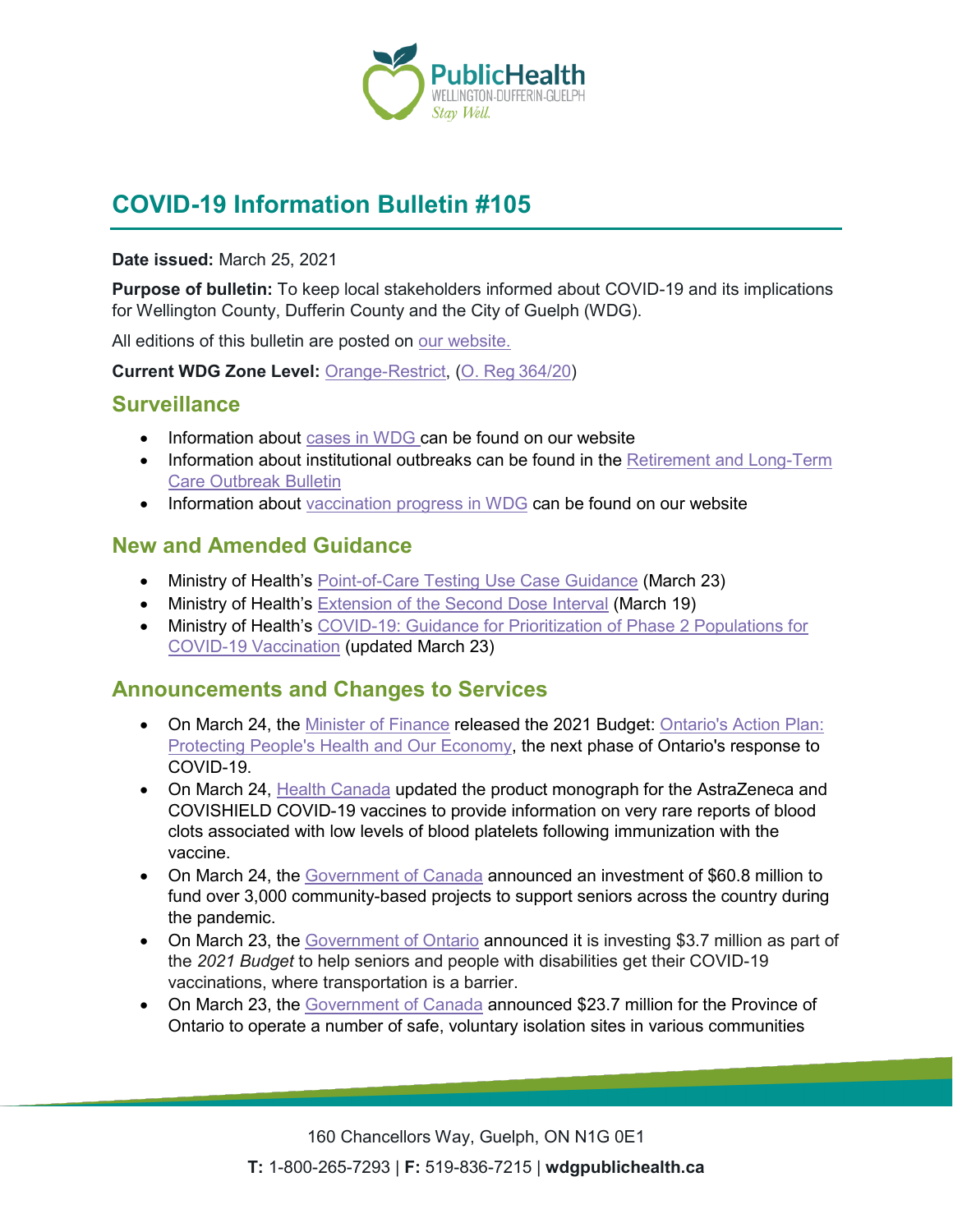# COVID-19 Information Bulletin #105

**Date issued:** March 25, 2021

**Purpose of bulletin:** To keep local stakeholders informed about COVID-19 and its implications for Wellington County, Dufferin County and the City of Guelph (WDG).

All editions of this bulletin are posted on our website.

**Current WDG Zone Level:** Orange-Restrict, (O. Reg 364/20)

## Surveillance

- Information about cases in WDG can be found on our website
- Information about institutional outbreaks can be found in the Retirement and Long-Term Care Outbreak Bulletin
- Information about vaccination progress in WDG can be found on our website

## New and Amended Guidance

- Ministry of Health's Point-of-Care Testing Use Case Guidance (March 23)
- Ministry of Health's Extension of the Second Dose Interval (March 19)
- Ministry of Health's COVID-19: Guidance for Prioritization of Phase 2 Populations for COVID-19 Vaccination (updated March 23)

## Announcements and Changes to Services

- On March 24, the Minister of Finance released the 2021 Budget: Ontario's Action Plan: Protecting People's Health and Our Economy, the next phase of Ontario's response to COVID-19.
- On March 24, Health Canada updated the product monograph for the AstraZeneca and COVISHIELD COVID-19 vaccines to provide information on very rare reports of blood clots associated with low levels of blood platelets following immunization with the vaccine.
- On March 24, the Government of Canada announced an investment of $60.8 million to fund over 3,000 community-based projects to support seniors across the country during the pandemic.
- On March 23, the Government of Ontario announced it is investing $3.7 million as part of the *2021 Budget* to help seniors and people with disabilities get their COVID-19 vaccinations, where transportation is a barrier.
- On March 23, the Government of Canada announced $23.7 million for the Province of Ontario to operate a number of safe, voluntary isolation sites in various communities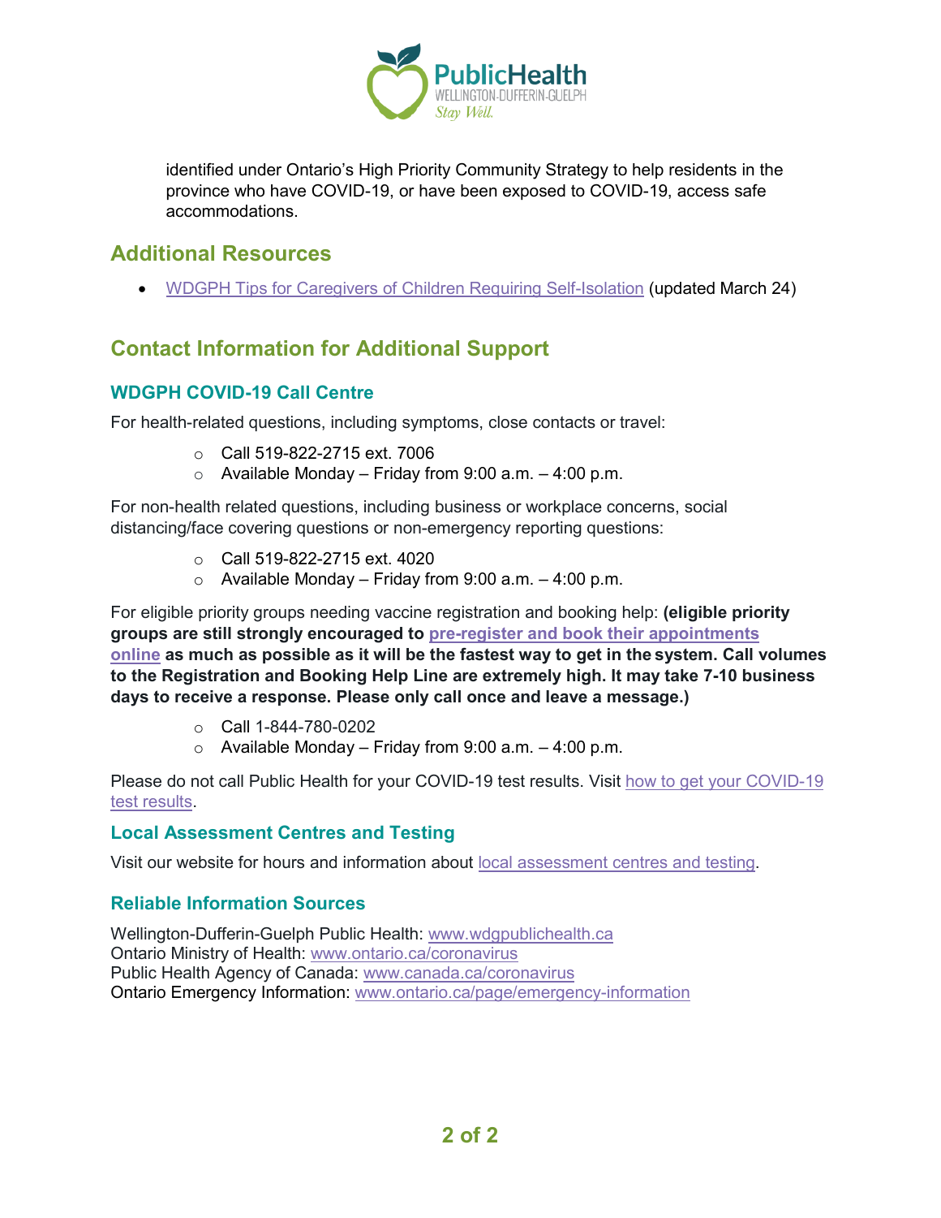identified under Ontario's High Priority Community Strategy to help residents in the province who have COVID-19, or have been exposed to COVID-19, access safe accommodations.

## Additional Resources

- WDGPH Tips for Caregivers of Children Requiring Self-Isolation (updated March 24)

## Contact Information for Additional Support

### WDGPH COVID-19 Call Centre

For health-related questions, including symptoms, close contacts or travel:

- Call 519-822-2715 ext. 7006
- Available Monday – Friday from 9:00 a.m. – 4:00 p.m.

For non-health related questions, including business or workplace concerns, social distancing/face covering questions or non-emergency reporting questions:

- Call 519-822-2715 ext. 4020
- Available Monday – Friday from 9:00 a.m. – 4:00 p.m.

For eligible priority groups needing vaccine registration and booking help: **(eligible priority groups are still strongly encouraged to pre-register and book their appointments online as much as possible as it will be the fastest way to get in the system. Call volumes to the Registration and Booking Help Line are extremely high. It may take 7-10 business days to receive a response. Please only call once and leave a message.)**

- Call 1-844-780-0202
- Available Monday – Friday from 9:00 a.m. – 4:00 p.m.

Please do not call Public Health for your COVID-19 test results. Visit how to get your COVID-19 test results.

### Local Assessment Centres and Testing

Visit our website for hours and information about local assessment centres and testing.

### Reliable Information Sources

Wellington-Dufferin-Guelph Public Health: www.wdgpublichealth.ca
Ontario Ministry of Health: www.ontario.ca/coronavirus
Public Health Agency of Canada: www.canada.ca/coronavirus
Ontario Emergency Information: www.ontario.ca/page/emergency-information